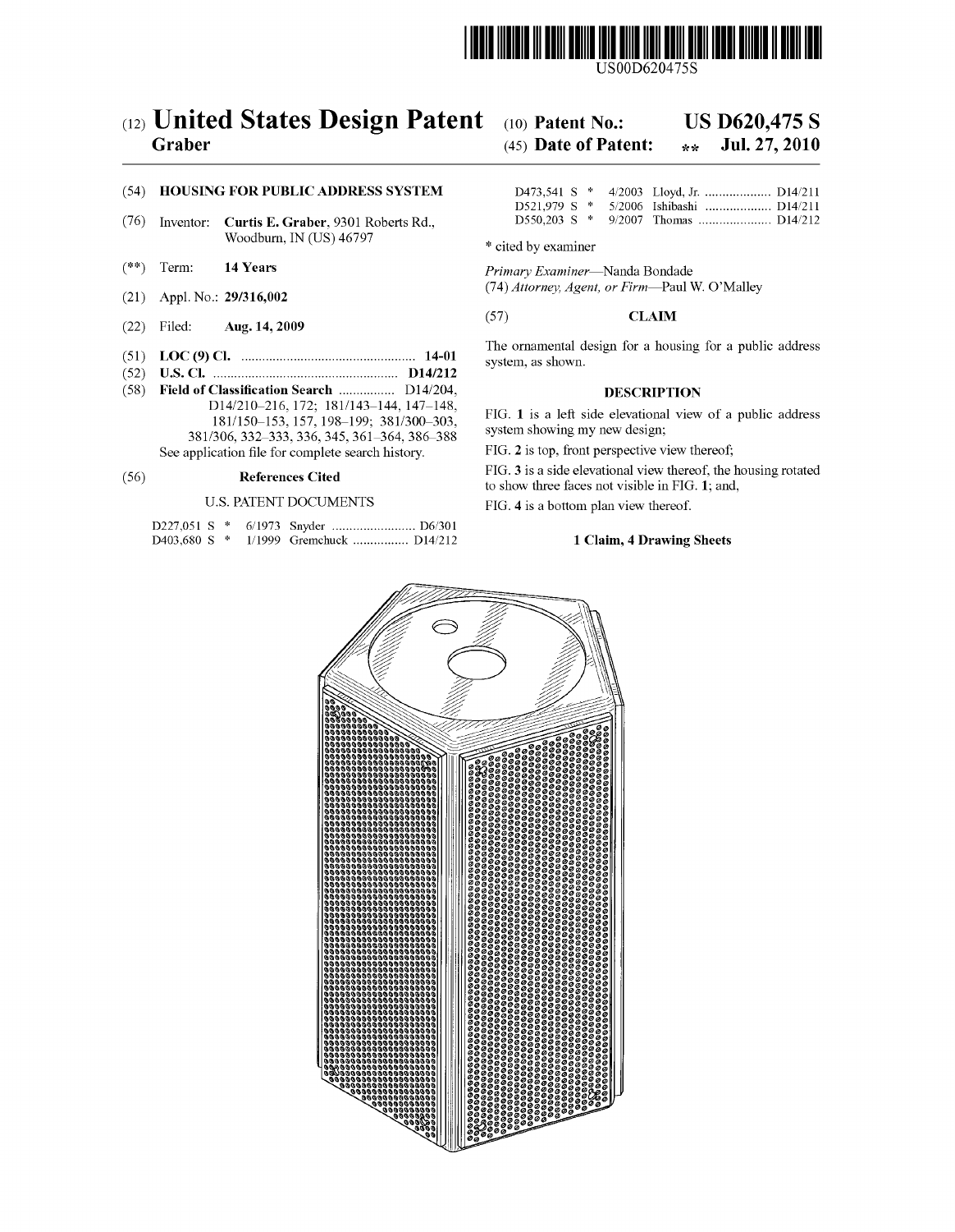US00D620475S

# (12) United States Design Patent

**Graber**

(10) **Patent No.: US D620,475 S**

(45) **Date of Patent: \*\* Jul. 27, 2010**

(54) **HOUSING FOR PUBLIC ADDRESS SYSTEM**

(76) Inventor: **Curtis E. Graber**, 9301 Roberts Rd., Woodburn, IN (US) 46797

(\*\*) Term: **14 Years**

(21) Appl. No.: **29/316,002**

(22) Filed: **Aug. 14, 2009**

(51) **LOC (9) Cl.** .................................................. **14-01**

(52) **U.S. Cl.** ..................................................... **D14/212**

(58) **Field of Classification Search** ................ D14/204, D14/210–216, 172; 181/143–144, 147–148, 181/150–153, 157, 198–199; 381/300–303, 381/306, 332–333, 336, 345, 361–364, 386–388

See application file for complete search history.

(56) **References Cited**

U.S. PATENT DOCUMENTS

| | | | | |
|---|---|---|---|---|
| D227,051 S | * | 6/1973 | Snyder | D6/301 |
| D403,680 S | * | 1/1999 | Gremchuck | D14/212 |
| D473,541 S | * | 4/2003 | Lloyd, Jr. | D14/211 |
| D521,979 S | * | 5/2006 | Ishibashi | D14/211 |
| D550,203 S | * | 9/2007 | Thomas | D14/212 |

\* cited by examiner

*Primary Examiner*—Nanda Bondade

(74) *Attorney, Agent, or Firm*—Paul W. O'Malley

(57) **CLAIM**

The ornamental design for a housing for a public address system, as shown.

**DESCRIPTION**

FIG. **1** is a left side elevational view of a public address system showing my new design;

FIG. **2** is top, front perspective view thereof;

FIG. **3** is a side elevational view thereof, the housing rotated to show three faces not visible in FIG. **1**; and,

FIG. **4** is a bottom plan view thereof.

**1 Claim, 4 Drawing Sheets**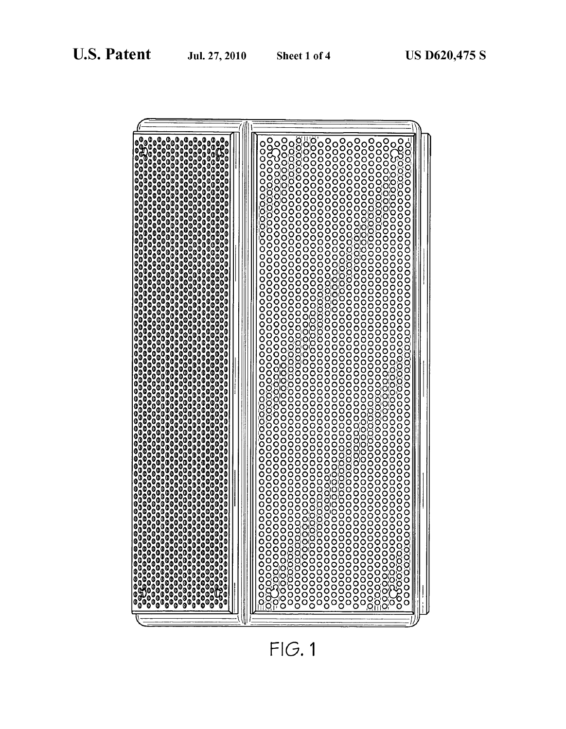FIG. 1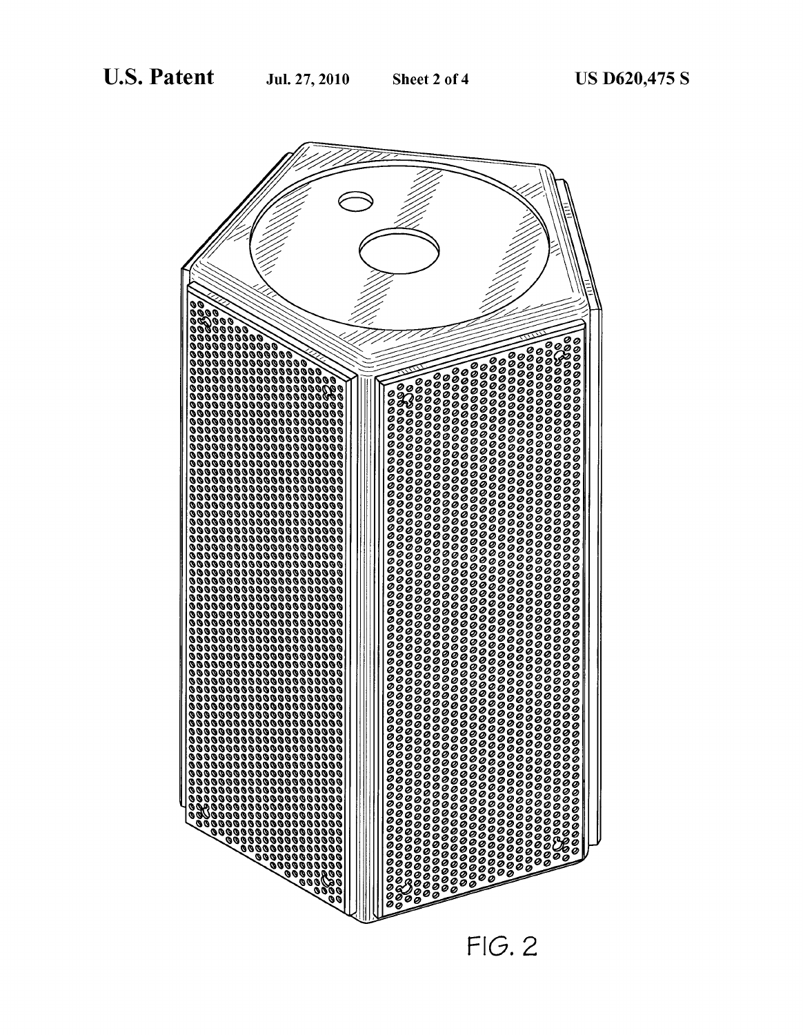FIG. 2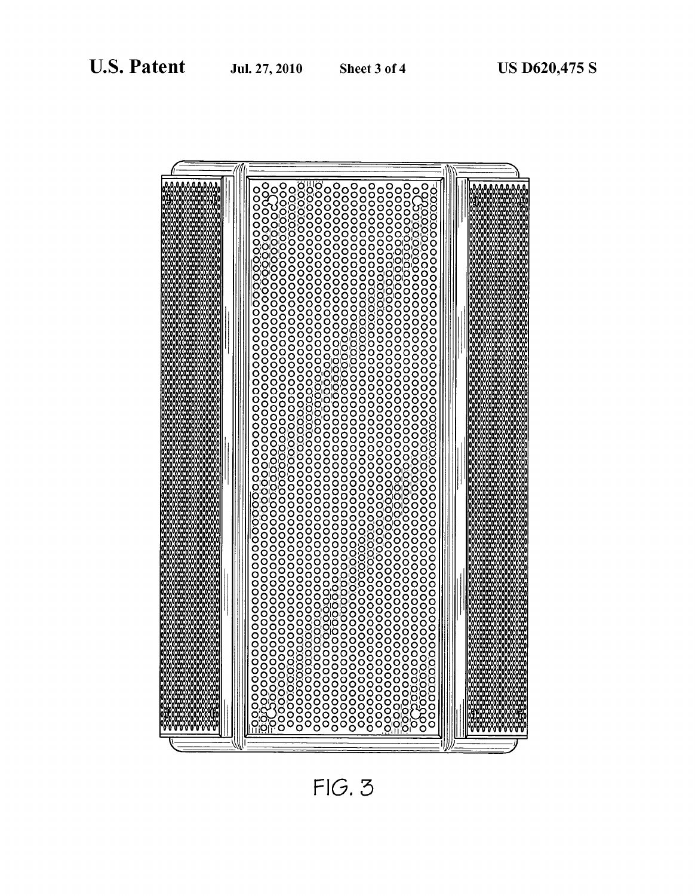FIG. 3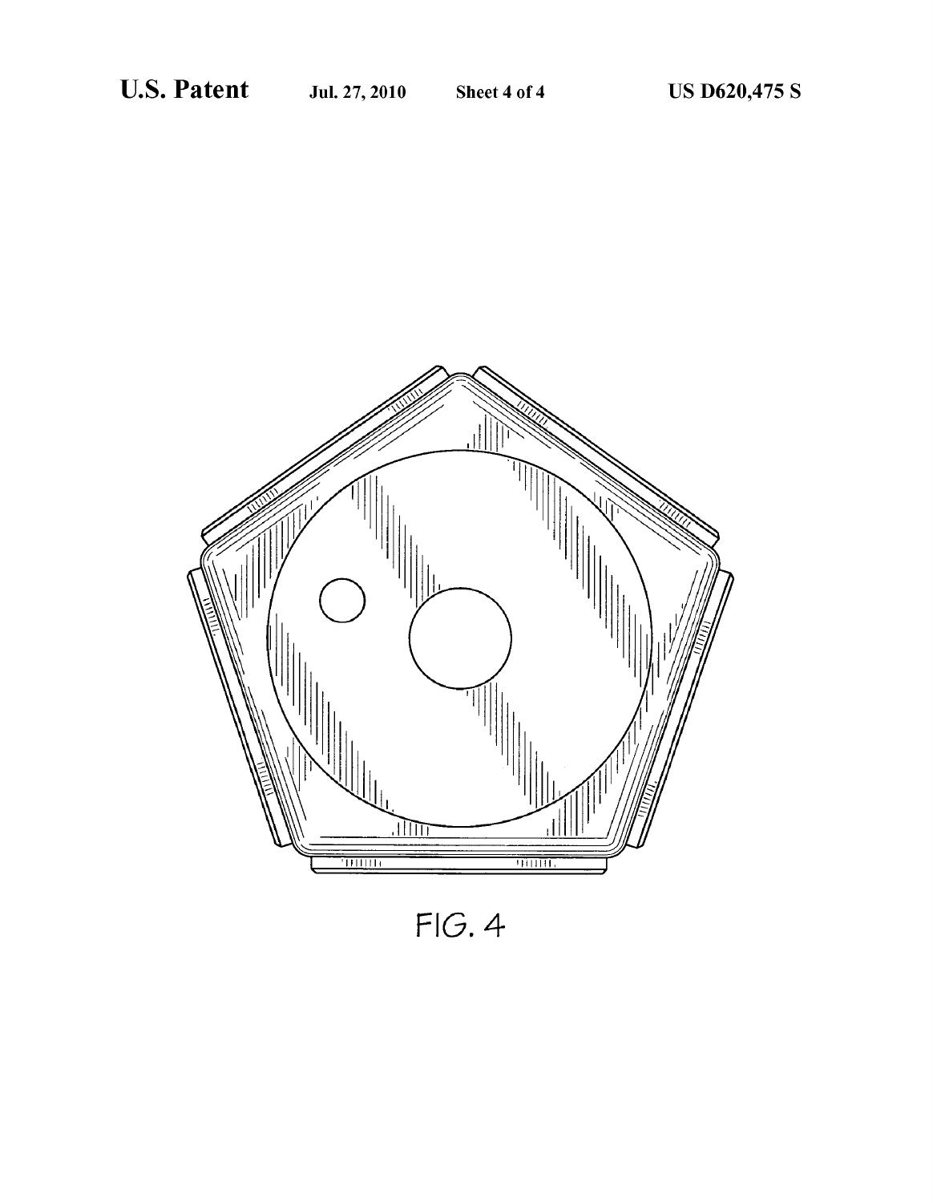FIG. 4